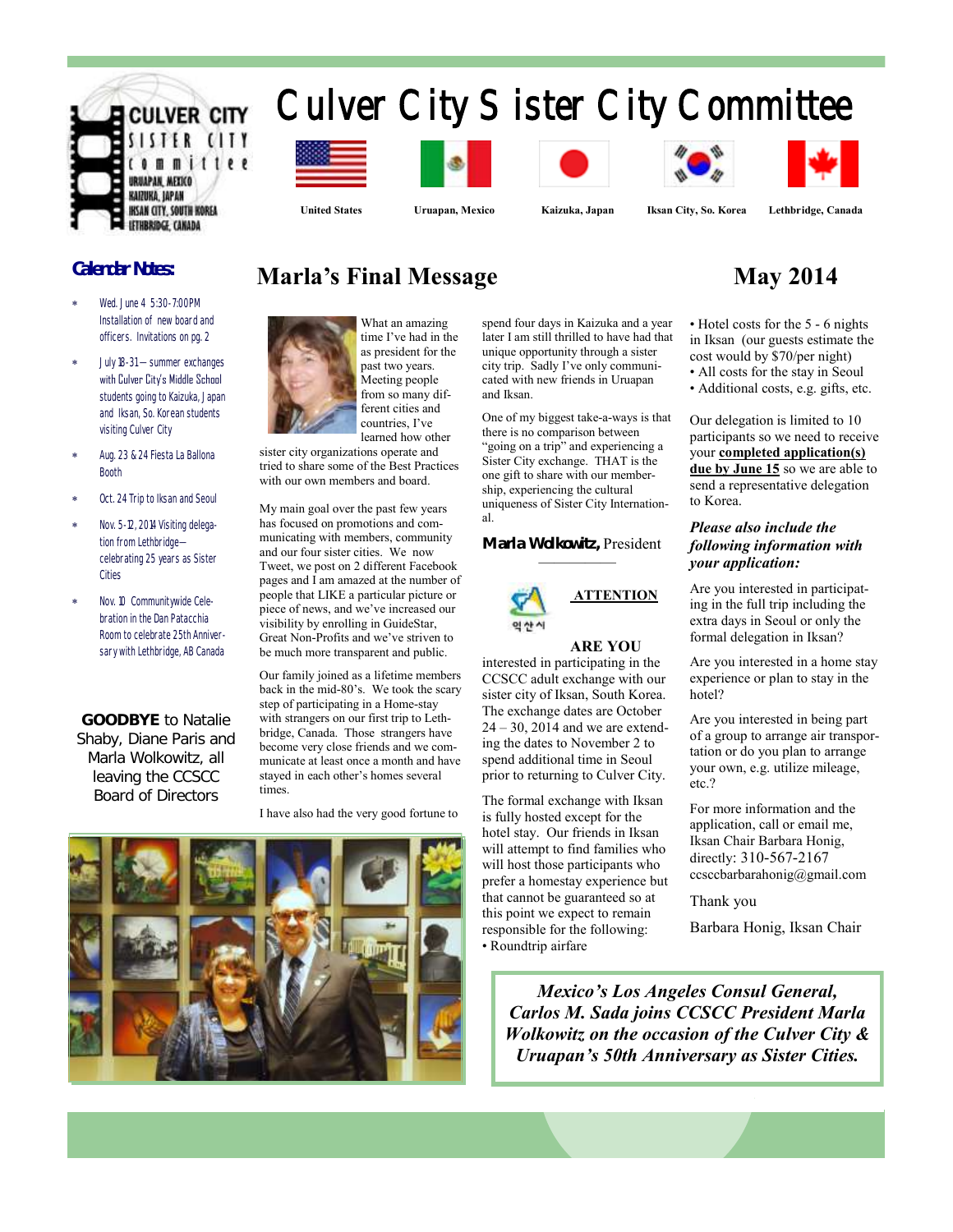# Culver City Sister City Committee

CULVER CITY SISTER CITY committee
URUAPAN, MEXICO
KAIZUKA, JAPAN
IKSAN CITY, SOUTH KOREA
LETHBRIDGE, CANADA

United States | Uruapan, Mexico | Kaizuka, Japan | Iksan City, So. Korea | Lethbridge, Canada

## Calendar Notes:

- Wed. June 4 5:30-7:00PM Installation of new board and officers. Invitations on pg. 2
- July 18-31—summer exchanges with Culver City's Middle School students going to Kaizuka, Japan and Iksan, So. Korean students visiting Culver City
- Aug. 23 & 24 Fiesta La Ballona Booth
- Oct. 24 Trip to Iksan and Seoul
- Nov. 5-12, 2014 Visiting delegation from Lethbridge—celebrating 25 years as Sister Cities
- Nov. 10 Communitywide Celebration in the Dan Patacchia Room to celebrate 25th Anniversary with Lethbridge, AB Canada

**GOODBYE** to Natalie Shaby, Diane Paris and Marla Wolkowitz, all leaving the CCSCC Board of Directors

## Marla's Final Message

## May 2014

What an amazing time I've had in the as president for the past two years. Meeting people from so many different cities and countries, I've learned how other sister city organizations operate and tried to share some of the Best Practices with our own members and board.

My main goal over the past few years has focused on promotions and communicating with members, community and our four sister cities. We now Tweet, we post on 2 different Facebook pages and I am amazed at the number of people that LIKE a particular picture or piece of news, and we've increased our visibility by enrolling in GuideStar, Great Non-Profits and we've striven to be much more transparent and public.

Our family joined as a lifetime members back in the mid-80's. We took the scary step of participating in a Home-stay with strangers on our first trip to Lethbridge, Canada. Those strangers have become very close friends and we communicate at least once a month and have stayed in each other's homes several times.

I have also had the very good fortune to spend four days in Kaizuka and a year later I am still thrilled to have had that unique opportunity through a sister city trip. Sadly I've only communicated with new friends in Uruapan and Iksan.

One of my biggest take-a-ways is that there is no comparison between "going on a trip" and experiencing a Sister City exchange. THAT is the one gift to share with our membership, experiencing the cultural uniqueness of Sister City International.

**Marla Wolkowitz,** President

---

익산시

### ATTENTION

### ARE YOU

interested in participating in the CCSCC adult exchange with our sister city of Iksan, South Korea. The exchange dates are October 24 – 30, 2014 and we are extending the dates to November 2 to spend additional time in Seoul prior to returning to Culver City.

The formal exchange with Iksan is fully hosted except for the hotel stay. Our friends in Iksan will attempt to find families who will host those participants who prefer a homestay experience but that cannot be guaranteed so at this point we expect to remain responsible for the following:

- Roundtrip airfare
- Hotel costs for the 5 - 6 nights in Iksan (our guests estimate the cost would by $70/per night)
- All costs for the stay in Seoul
- Additional costs, e.g. gifts, etc.

Our delegation is limited to 10 participants so we need to receive your **completed application(s) due by June 15** so we are able to send a representative delegation to Korea.

***Please also include the following information with your application:***

Are you interested in participating in the full trip including the extra days in Seoul or only the formal delegation in Iksan?

Are you interested in a home stay experience or plan to stay in the hotel?

Are you interested in being part of a group to arrange air transportation or do you plan to arrange your own, e.g. utilize mileage, etc.?

For more information and the application, call or email me, Iksan Chair Barbara Honig, directly: 310-567-2167 ccsccbarbarahonig@gmail.com

Thank you

Barbara Honig, Iksan Chair

***Mexico's Los Angeles Consul General, Carlos M. Sada joins CCSCC President Marla Wolkowitz on the occasion of the Culver City & Uruapan's 50th Anniversary as Sister Cities.***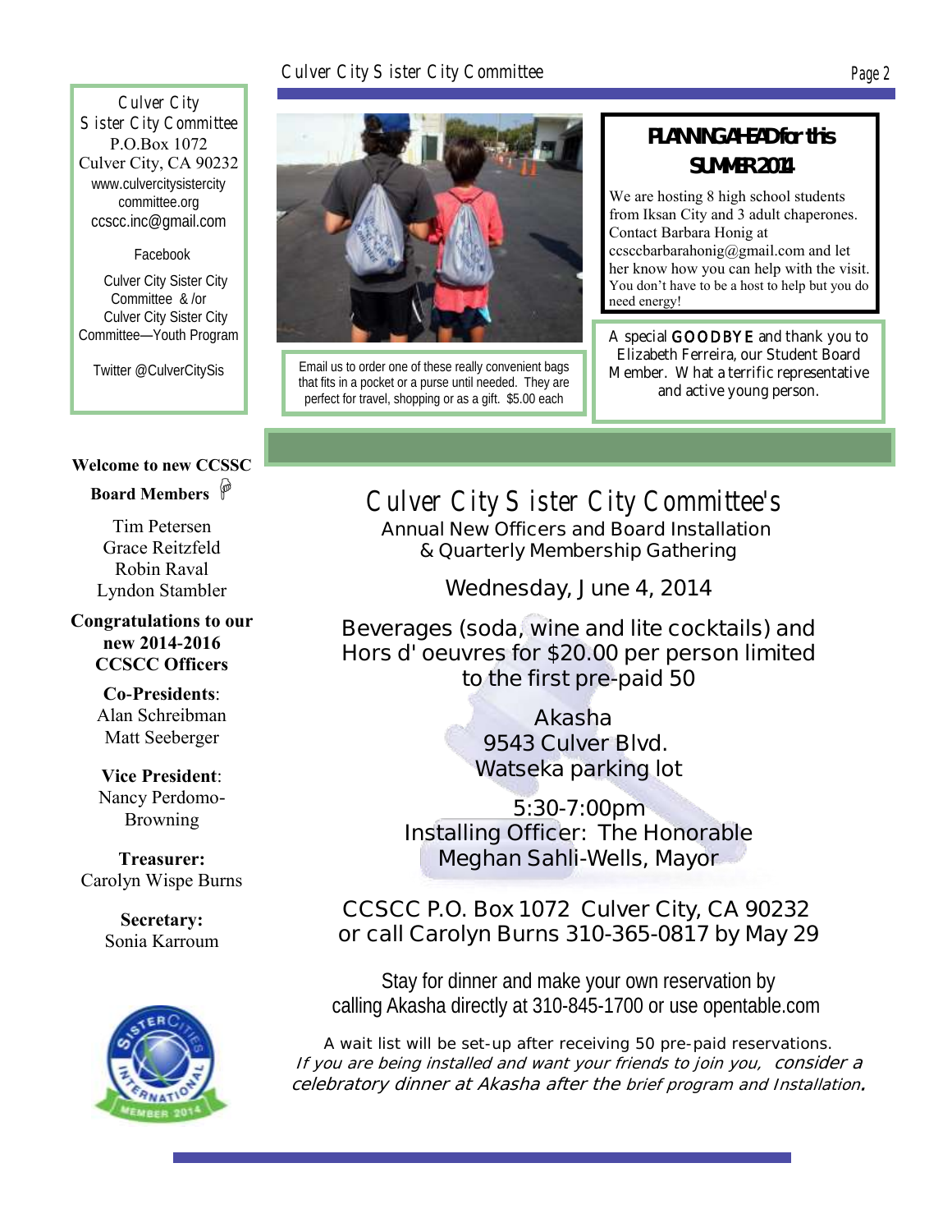Culver City Sister City Committee
P.O.Box 1072
Culver City, CA 90232
www.culvercitysistercity committee.org
ccscc.inc@gmail.com

Facebook

Culver City Sister City Committee & /or Culver City Sister City Committee—Youth Program

Twitter @CulverCitySis

Email us to order one of these really convenient bags that fits in a pocket or a purse until needed. They are perfect for travel, shopping or as a gift. $5.00 each

## PLANNING AHEAD for this SUMMER 2014

We are hosting 8 high school students from Iksan City and 3 adult chaperones. Contact Barbara Honig at ccsccbarbarahonig@gmail.com and let her know how you can help with the visit. You don't have to be a host to help but you do need energy!

A special GOODBYE and thank you to Elizabeth Ferreira, our Student Board Member. What a terrific representative and active young person.

**Welcome to new CCSSC Board Members**

Tim Petersen
Grace Reitzfeld
Robin Raval
Lyndon Stambler

**Congratulations to our new 2014-2016 CCSCC Officers**

**Co-Presidents**:
Alan Schreibman
Matt Seeberger

**Vice President**:
Nancy Perdomo-Browning

**Treasurer:**
Carolyn Wispe Burns

**Secretary:**
Sonia Karroum

## Culver City Sister City Committee's

Annual New Officers and Board Installation
& Quarterly Membership Gathering

Wednesday, June 4, 2014

Beverages (soda, wine and lite cocktails) and Hors d' oeuvres for $20.00 per person limited to the first pre-paid 50

Akasha
9543 Culver Blvd.
Watseka parking lot

5:30-7:00pm
Installing Officer: The Honorable Meghan Sahli-Wells, Mayor

CCSCC P.O. Box 1072 Culver City, CA 90232
or call Carolyn Burns 310-365-0817 by May 29

Stay for dinner and make your own reservation by calling Akasha directly at 310-845-1700 or use opentable.com

A wait list will be set-up after receiving 50 pre-paid reservations.
*If you are being installed and want your friends to join you, consider a celebratory dinner at Akasha after the brief program and Installation.*